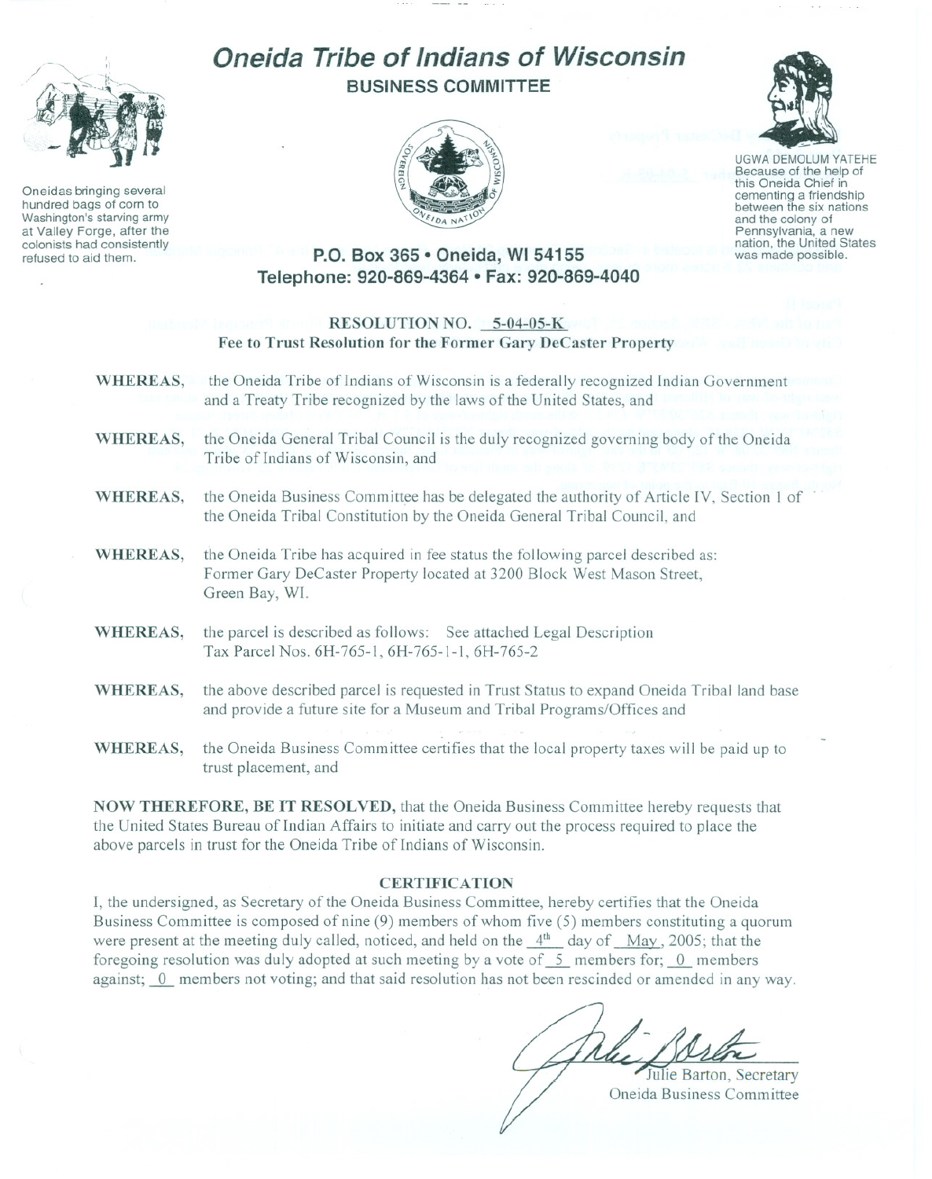# Oneida Tribe of Indians of Wisconsin

## BUSINESS COMMITTEE

Oneidas bringing several hundred bags of corn to Washington's starving army at Valley Forge, after the colonists had consistently refused to aid them.

UGWA DEMOLUM YATEHE
Because of the help of this Oneida Chief in cementing a friendship between the six nations and the colony of Pennsylvania, a new nation, the United States was made possible.

**P.O. Box 365 • Oneida, WI 54155**
**Telephone: 920-869-4364 • Fax: 920-869-4040**

**RESOLUTION NO. 5-04-05-K**
**Fee to Trust Resolution for the Former Gary DeCaster Property**

**WHEREAS,** the Oneida Tribe of Indians of Wisconsin is a federally recognized Indian Government and a Treaty Tribe recognized by the laws of the United States, and

**WHEREAS,** the Oneida General Tribal Council is the duly recognized governing body of the Oneida Tribe of Indians of Wisconsin, and

**WHEREAS,** the Oneida Business Committee has be delegated the authority of Article IV, Section 1 of the Oneida Tribal Constitution by the Oneida General Tribal Council, and

**WHEREAS,** the Oneida Tribe has acquired in fee status the following parcel described as: Former Gary DeCaster Property located at 3200 Block West Mason Street, Green Bay, WI.

**WHEREAS,** the parcel is described as follows: See attached Legal Description Tax Parcel Nos. 6H-765-1, 6H-765-1-1, 6H-765-2

**WHEREAS,** the above described parcel is requested in Trust Status to expand Oneida Tribal land base and provide a future site for a Museum and Tribal Programs/Offices and

**WHEREAS,** the Oneida Business Committee certifies that the local property taxes will be paid up to trust placement, and

**NOW THEREFORE, BE IT RESOLVED,** that the Oneida Business Committee hereby requests that the United States Bureau of Indian Affairs to initiate and carry out the process required to place the above parcels in trust for the Oneida Tribe of Indians of Wisconsin.

### CERTIFICATION

I, the undersigned, as Secretary of the Oneida Business Committee, hereby certifies that the Oneida Business Committee is composed of nine (9) members of whom five (5) members constituting a quorum were present at the meeting duly called, noticed, and held on the 4th day of May, 2005; that the foregoing resolution was duly adopted at such meeting by a vote of 5 members for; 0 members against; 0 members not voting; and that said resolution has not been rescinded or amended in any way.

Julie Barton, Secretary
Oneida Business Committee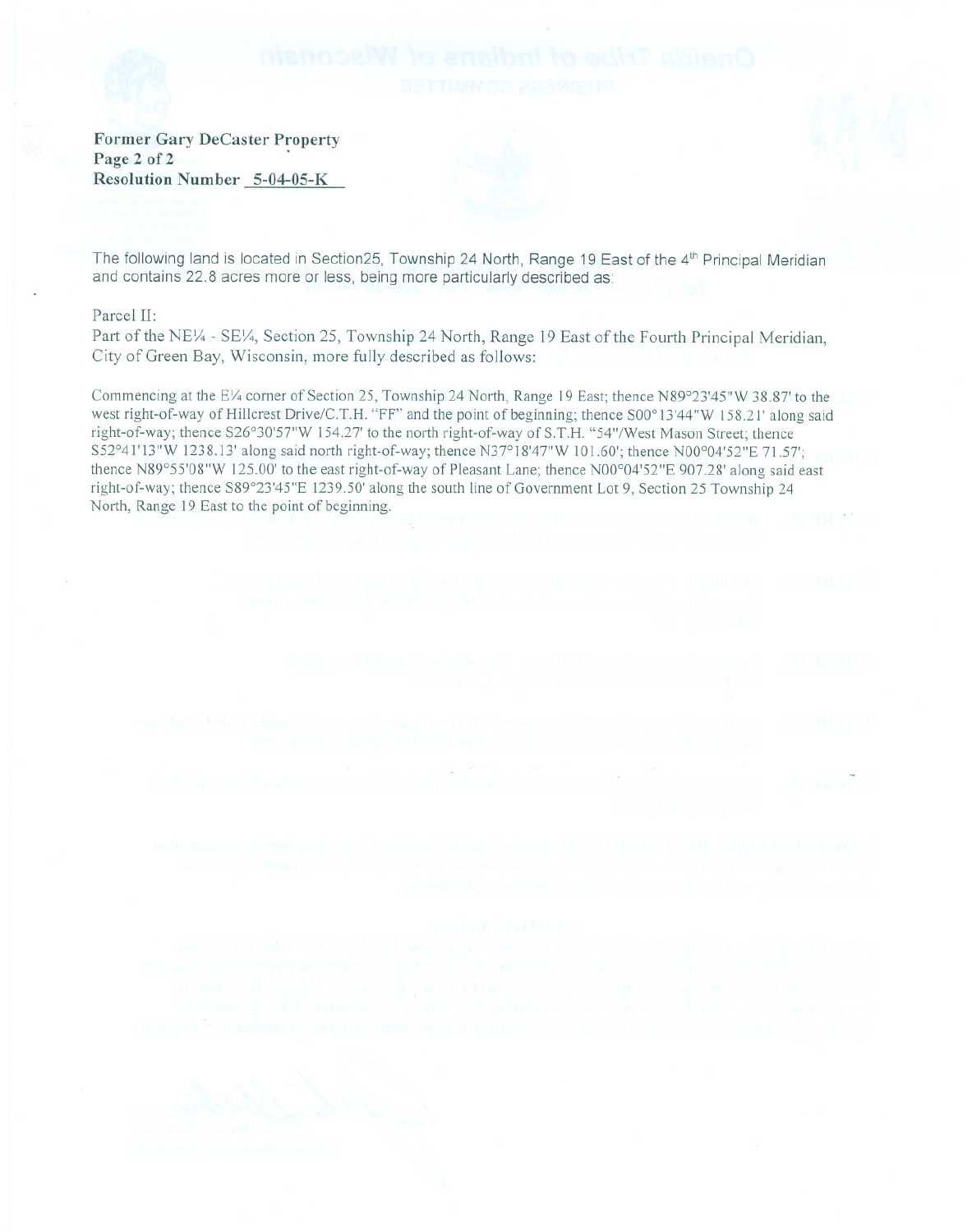**Former Gary DeCaster Property**
**Page 2 of 2**
**Resolution Number 5-04-05-K**

The following land is located in Section25, Township 24 North, Range 19 East of the 4th Principal Meridian and contains 22.8 acres more or less, being more particularly described as:

Parcel II:
Part of the NE¼ - SE¼, Section 25, Township 24 North, Range 19 East of the Fourth Principal Meridian, City of Green Bay, Wisconsin, more fully described as follows:

Commencing at the E¼ corner of Section 25, Township 24 North, Range 19 East; thence N89°23'45"W 38.87' to the west right-of-way of Hillcrest Drive/C.T.H. "FF" and the point of beginning; thence S00°13'44"W 158.21' along said right-of-way; thence S26°30'57"W 154.27' to the north right-of-way of S.T.H. "54"/West Mason Street; thence S52°41'13"W 1238.13' along said north right-of-way; thence N37°18'47"W 101.60'; thence N00°04'52"E 71.57'; thence N89°55'08"W 125.00' to the east right-of-way of Pleasant Lane; thence N00°04'52"E 907.28' along said east right-of-way; thence S89°23'45"E 1239.50' along the south line of Government Lot 9, Section 25 Township 24 North, Range 19 East to the point of beginning.